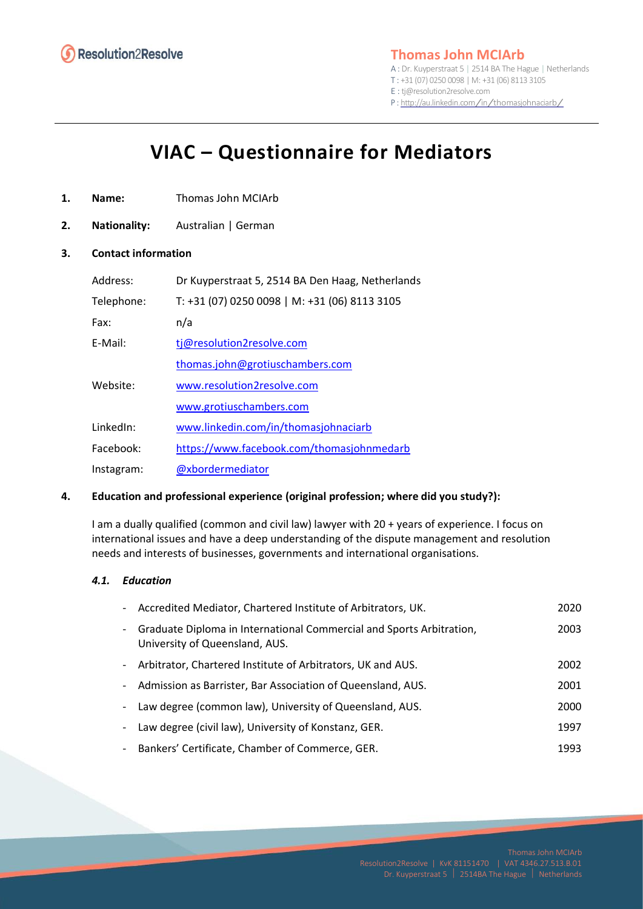**Thomas John MCIArb**
A : Dr. Kuyperstraat 5 | 2514 BA The Hague | Netherlands
T : +31 (07) 0250 0098 | M: +31 (06) 8113 3105
E : tj@resolution2resolve.com
P : http://au.linkedin.com/in/thomasjohnaciarb/

# VIAC – Questionnaire for Mediators

1. **Name:** Thomas John MCIArb

2. **Nationality:** Australian | German

3. **Contact information**

| | |
|---|---|
| Address: | Dr Kuyperstraat 5, 2514 BA Den Haag, Netherlands |
| Telephone: | T: +31 (07) 0250 0098 \| M: +31 (06) 8113 3105 |
| Fax: | n/a |
| E-Mail: | tj@resolution2resolve.com |
| | thomas.john@grotiuschambers.com |
| Website: | www.resolution2resolve.com |
| | www.grotiuschambers.com |
| LinkedIn: | www.linkedin.com/in/thomasjohnaciarb |
| Facebook: | https://www.facebook.com/thomasjohnmedarb |
| Instagram: | @xbordermediator |

4. **Education and professional experience (original profession; where did you study?):**

I am a dually qualified (common and civil law) lawyer with 20 + years of experience. I focus on international issues and have a deep understanding of the dispute management and resolution needs and interests of businesses, governments and international organisations.

### *4.1. Education*

- Accredited Mediator, Chartered Institute of Arbitrators, UK. — 2020
- Graduate Diploma in International Commercial and Sports Arbitration, University of Queensland, AUS. — 2003
- Arbitrator, Chartered Institute of Arbitrators, UK and AUS. — 2002
- Admission as Barrister, Bar Association of Queensland, AUS. — 2001
- Law degree (common law), University of Queensland, AUS. — 2000
- Law degree (civil law), University of Konstanz, GER. — 1997
- Bankers' Certificate, Chamber of Commerce, GER. — 1993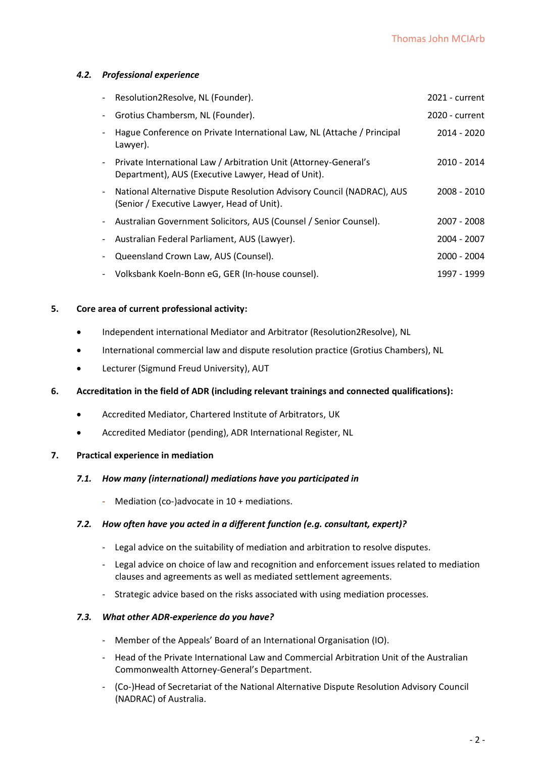#### *4.2. Professional experience*

- Resolution2Resolve, NL (Founder). 2021 - current
- Grotius Chambersm, NL (Founder). 2020 - current
- Hague Conference on Private International Law, NL (Attache / Principal Lawyer). 2014 - 2020
- Private International Law / Arbitration Unit (Attorney-General's Department), AUS (Executive Lawyer, Head of Unit). 2010 - 2014
- National Alternative Dispute Resolution Advisory Council (NADRAC), AUS (Senior / Executive Lawyer, Head of Unit). 2008 - 2010
- Australian Government Solicitors, AUS (Counsel / Senior Counsel). 2007 - 2008
- Australian Federal Parliament, AUS (Lawyer). 2004 - 2007
- Queensland Crown Law, AUS (Counsel). 2000 - 2004
- Volksbank Koeln-Bonn eG, GER (In-house counsel). 1997 - 1999

### 5. Core area of current professional activity:

- Independent international Mediator and Arbitrator (Resolution2Resolve), NL
- International commercial law and dispute resolution practice (Grotius Chambers), NL
- Lecturer (Sigmund Freud University), AUT

### 6. Accreditation in the field of ADR (including relevant trainings and connected qualifications):

- Accredited Mediator, Chartered Institute of Arbitrators, UK
- Accredited Mediator (pending), ADR International Register, NL

### 7. Practical experience in mediation

#### *7.1. How many (international) mediations have you participated in*

- Mediation (co-)advocate in 10 + mediations.

#### *7.2. How often have you acted in a different function (e.g. consultant, expert)?*

- Legal advice on the suitability of mediation and arbitration to resolve disputes.
- Legal advice on choice of law and recognition and enforcement issues related to mediation clauses and agreements as well as mediated settlement agreements.
- Strategic advice based on the risks associated with using mediation processes.

#### *7.3. What other ADR-experience do you have?*

- Member of the Appeals' Board of an International Organisation (IO).
- Head of the Private International Law and Commercial Arbitration Unit of the Australian Commonwealth Attorney-General's Department.
- (Co-)Head of Secretariat of the National Alternative Dispute Resolution Advisory Council (NADRAC) of Australia.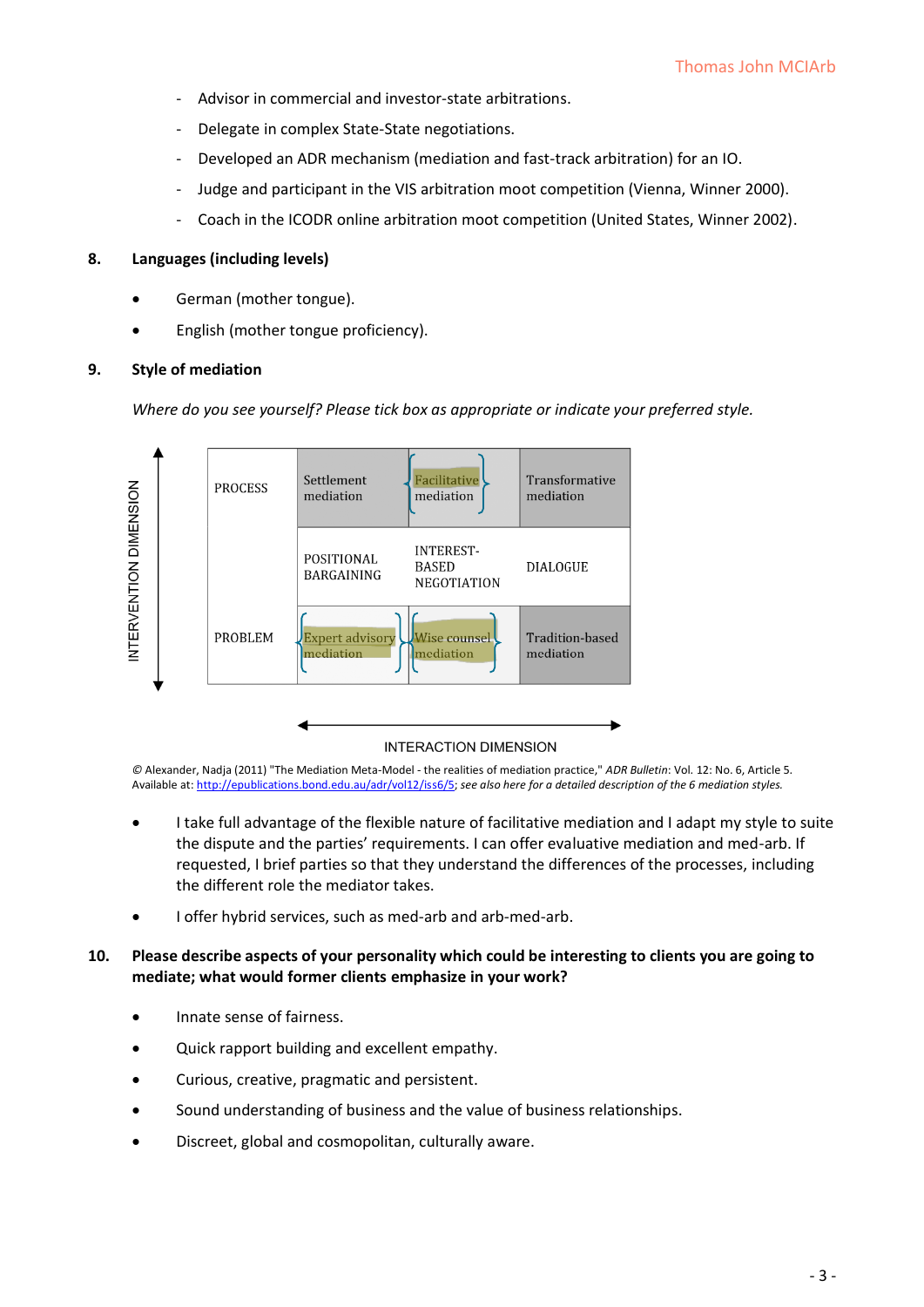- Advisor in commercial and investor-state arbitrations.
- Delegate in complex State-State negotiations.
- Developed an ADR mechanism (mediation and fast-track arbitration) for an IO.
- Judge and participant in the VIS arbitration moot competition (Vienna, Winner 2000).
- Coach in the ICODR online arbitration moot competition (United States, Winner 2002).

## 8. Languages (including levels)

- German (mother tongue).
- English (mother tongue proficiency).

## 9. Style of mediation

*Where do you see yourself? Please tick box as appropriate or indicate your preferred style.*

| INTERVENTION DIMENSION | | | |
|---|---|---|---|
| PROCESS | Settlement mediation | Facilitative mediation | Transformative mediation |
| | POSITIONAL BARGAINING | INTEREST-BASED NEGOTIATION | DIALOGUE |
| PROBLEM | Expert advisory mediation | Wise counsel mediation | Tradition-based mediation |

INTERACTION DIMENSION

© Alexander, Nadja (2011) "The Mediation Meta-Model - the realities of mediation practice," *ADR Bulletin*: Vol. 12: No. 6, Article 5. Available at: http://epublications.bond.edu.au/adr/vol12/iss6/5; *see also here for a detailed description of the 6 mediation styles.*

- I take full advantage of the flexible nature of facilitative mediation and I adapt my style to suite the dispute and the parties' requirements. I can offer evaluative mediation and med-arb. If requested, I brief parties so that they understand the differences of the processes, including the different role the mediator takes.
- I offer hybrid services, such as med-arb and arb-med-arb.

## 10. Please describe aspects of your personality which could be interesting to clients you are going to mediate; what would former clients emphasize in your work?

- Innate sense of fairness.
- Quick rapport building and excellent empathy.
- Curious, creative, pragmatic and persistent.
- Sound understanding of business and the value of business relationships.
- Discreet, global and cosmopolitan, culturally aware.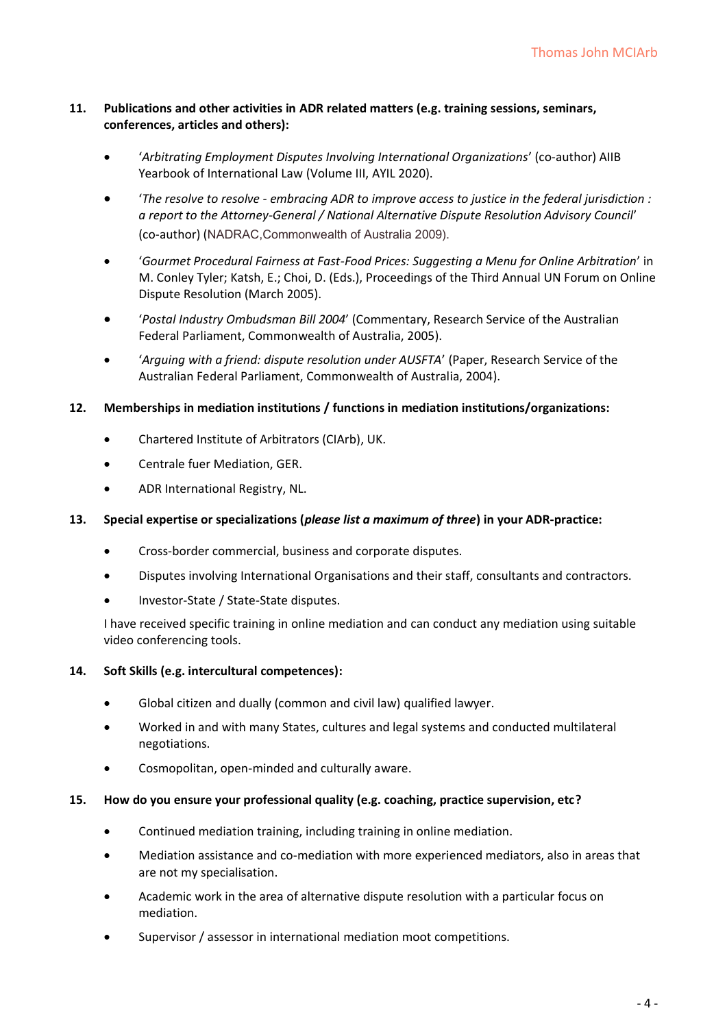**11. Publications and other activities in ADR related matters (e.g. training sessions, seminars, conferences, articles and others):**

- '*Arbitrating Employment Disputes Involving International Organizations*' (co-author) AIIB Yearbook of International Law (Volume III, AYIL 2020).
- '*The resolve to resolve - embracing ADR to improve access to justice in the federal jurisdiction : a report to the Attorney-General / National Alternative Dispute Resolution Advisory Council*' (co-author) (NADRAC,Commonwealth of Australia 2009).
- '*Gourmet Procedural Fairness at Fast-Food Prices: Suggesting a Menu for Online Arbitration*' in M. Conley Tyler; Katsh, E.; Choi, D. (Eds.), Proceedings of the Third Annual UN Forum on Online Dispute Resolution (March 2005).
- '*Postal Industry Ombudsman Bill 2004*' (Commentary, Research Service of the Australian Federal Parliament, Commonwealth of Australia, 2005).
- '*Arguing with a friend: dispute resolution under AUSFTA*' (Paper, Research Service of the Australian Federal Parliament, Commonwealth of Australia, 2004).

**12. Memberships in mediation institutions / functions in mediation institutions/organizations:**

- Chartered Institute of Arbitrators (CIArb), UK.
- Centrale fuer Mediation, GER.
- ADR International Registry, NL.

**13. Special expertise or specializations (*please list a maximum of three*) in your ADR-practice:**

- Cross-border commercial, business and corporate disputes.
- Disputes involving International Organisations and their staff, consultants and contractors.
- Investor-State / State-State disputes.

I have received specific training in online mediation and can conduct any mediation using suitable video conferencing tools.

**14. Soft Skills (e.g. intercultural competences):**

- Global citizen and dually (common and civil law) qualified lawyer.
- Worked in and with many States, cultures and legal systems and conducted multilateral negotiations.
- Cosmopolitan, open-minded and culturally aware.

**15. How do you ensure your professional quality (e.g. coaching, practice supervision, etc?**

- Continued mediation training, including training in online mediation.
- Mediation assistance and co-mediation with more experienced mediators, also in areas that are not my specialisation.
- Academic work in the area of alternative dispute resolution with a particular focus on mediation.
- Supervisor / assessor in international mediation moot competitions.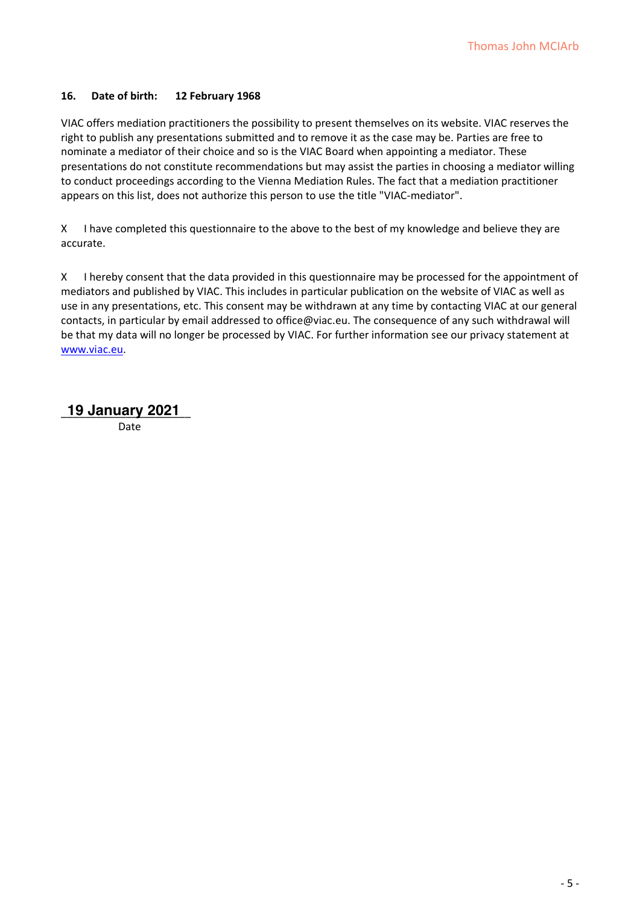**16. Date of birth: 12 February 1968**

VIAC offers mediation practitioners the possibility to present themselves on its website. VIAC reserves the right to publish any presentations submitted and to remove it as the case may be. Parties are free to nominate a mediator of their choice and so is the VIAC Board when appointing a mediator. These presentations do not constitute recommendations but may assist the parties in choosing a mediator willing to conduct proceedings according to the Vienna Mediation Rules. The fact that a mediation practitioner appears on this list, does not authorize this person to use the title "VIAC-mediator".

X I have completed this questionnaire to the above to the best of my knowledge and believe they are accurate.

X I hereby consent that the data provided in this questionnaire may be processed for the appointment of mediators and published by VIAC. This includes in particular publication on the website of VIAC as well as use in any presentations, etc. This consent may be withdrawn at any time by contacting VIAC at our general contacts, in particular by email addressed to office@viac.eu. The consequence of any such withdrawal will be that my data will no longer be processed by VIAC. For further information see our privacy statement at www.viac.eu.

**19 January 2021**

Date